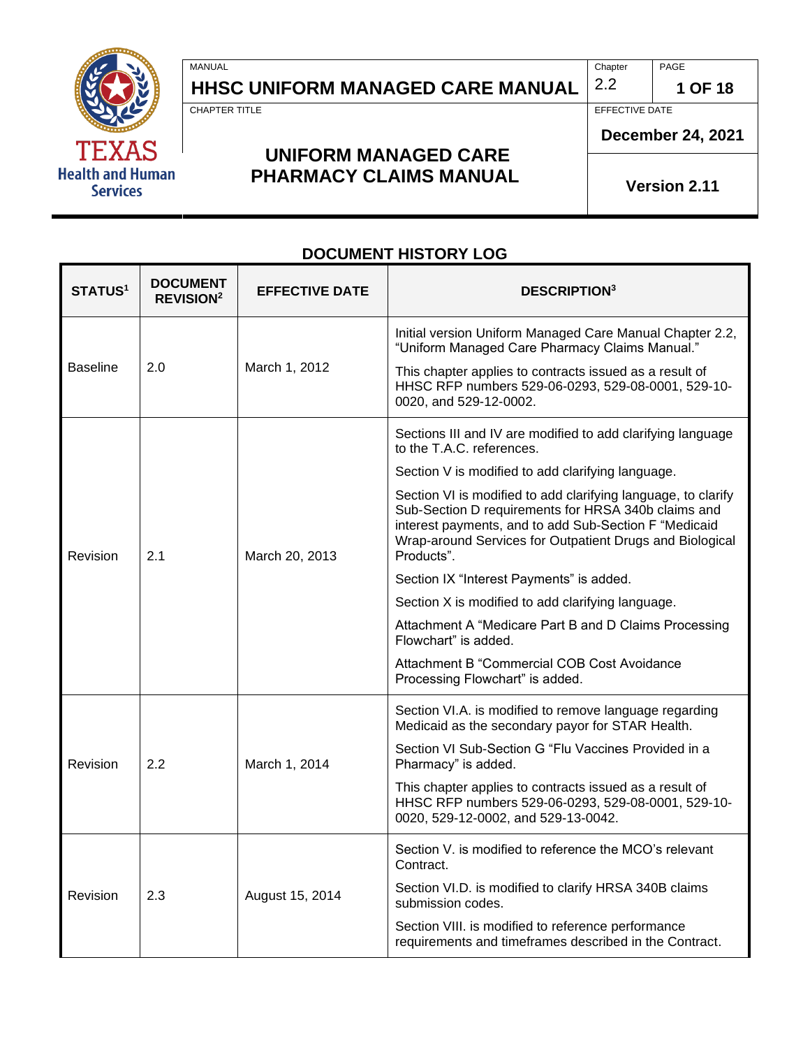| MANUAL | Chapter | PAGE |
|---|---|---|
| **HHSC UNIFORM MANAGED CARE MANUAL** | 2.2 | **1 OF 18** |
| CHAPTER TITLE | EFFECTIVE DATE | |
| **UNIFORM MANAGED CARE PHARMACY CLAIMS MANUAL** | **December 24, 2021** | |
| | **Version 2.11** | |

## DOCUMENT HISTORY LOG

| STATUS[1] | DOCUMENT REVISION[2] | EFFECTIVE DATE | DESCRIPTION[3] |
|---|---|---|---|
| Baseline | 2.0 | March 1, 2012 | Initial version Uniform Managed Care Manual Chapter 2.2, "Uniform Managed Care Pharmacy Claims Manual." <br><br> This chapter applies to contracts issued as a result of HHSC RFP numbers 529-06-0293, 529-08-0001, 529-10-0020, and 529-12-0002. |
| Revision | 2.1 | March 20, 2013 | Sections III and IV are modified to add clarifying language to the T.A.C. references. <br><br> Section V is modified to add clarifying language. <br><br> Section VI is modified to add clarifying language, to clarify Sub-Section D requirements for HRSA 340b claims and interest payments, and to add Sub-Section F "Medicaid Wrap-around Services for Outpatient Drugs and Biological Products". <br><br> Section IX "Interest Payments" is added. <br><br> Section X is modified to add clarifying language. <br><br> Attachment A "Medicare Part B and D Claims Processing Flowchart" is added. <br><br> Attachment B "Commercial COB Cost Avoidance Processing Flowchart" is added. |
| Revision | 2.2 | March 1, 2014 | Section VI.A. is modified to remove language regarding Medicaid as the secondary payor for STAR Health. <br><br> Section VI Sub-Section G "Flu Vaccines Provided in a Pharmacy" is added. <br><br> This chapter applies to contracts issued as a result of HHSC RFP numbers 529-06-0293, 529-08-0001, 529-10-0020, 529-12-0002, and 529-13-0042. |
| Revision | 2.3 | August 15, 2014 | Section V. is modified to reference the MCO's relevant Contract. <br><br> Section VI.D. is modified to clarify HRSA 340B claims submission codes. <br><br> Section VIII. is modified to reference performance requirements and timeframes described in the Contract. |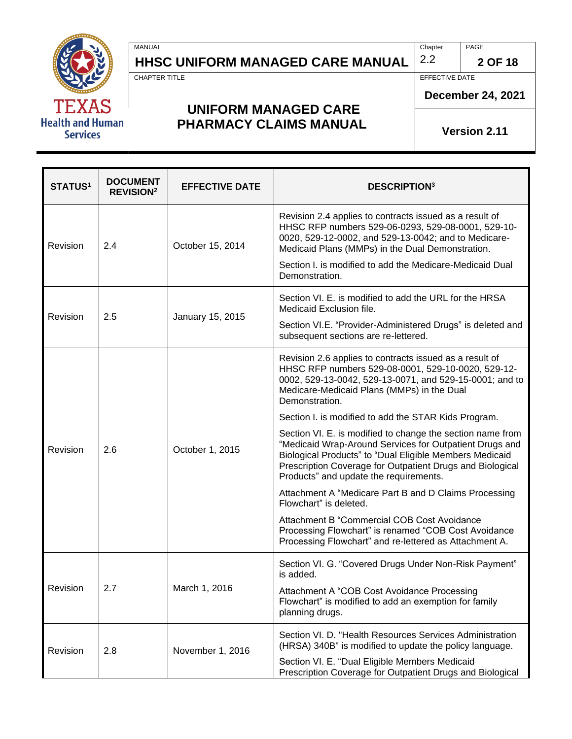| STATUS[1] | DOCUMENT REVISION[2] | EFFECTIVE DATE | DESCRIPTION[3] |
|---|---|---|---|
| Revision | 2.4 | October 15, 2014 | Revision 2.4 applies to contracts issued as a result of HHSC RFP numbers 529-06-0293, 529-08-0001, 529-10-0020, 529-12-0002, and 529-13-0042; and to Medicare-Medicaid Plans (MMPs) in the Dual Demonstration.<br><br>Section I. is modified to add the Medicare-Medicaid Dual Demonstration. |
| Revision | 2.5 | January 15, 2015 | Section VI. E. is modified to add the URL for the HRSA Medicaid Exclusion file.<br><br>Section VI.E. "Provider-Administered Drugs" is deleted and subsequent sections are re-lettered. |
| Revision | 2.6 | October 1, 2015 | Revision 2.6 applies to contracts issued as a result of HHSC RFP numbers 529-08-0001, 529-10-0020, 529-12-0002, 529-13-0042, 529-13-0071, and 529-15-0001; and to Medicare-Medicaid Plans (MMPs) in the Dual Demonstration.<br><br>Section I. is modified to add the STAR Kids Program.<br><br>Section VI. E. is modified to change the section name from "Medicaid Wrap-Around Services for Outpatient Drugs and Biological Products" to "Dual Eligible Members Medicaid Prescription Coverage for Outpatient Drugs and Biological Products" and update the requirements.<br><br>Attachment A "Medicare Part B and D Claims Processing Flowchart" is deleted.<br><br>Attachment B "Commercial COB Cost Avoidance Processing Flowchart" is renamed "COB Cost Avoidance Processing Flowchart" and re-lettered as Attachment A. |
| Revision | 2.7 | March 1, 2016 | Section VI. G. "Covered Drugs Under Non-Risk Payment" is added.<br><br>Attachment A "COB Cost Avoidance Processing Flowchart" is modified to add an exemption for family planning drugs. |
| Revision | 2.8 | November 1, 2016 | Section VI. D. "Health Resources Services Administration (HRSA) 340B" is modified to update the policy language.<br><br>Section VI. E. "Dual Eligible Members Medicaid Prescription Coverage for Outpatient Drugs and Biological |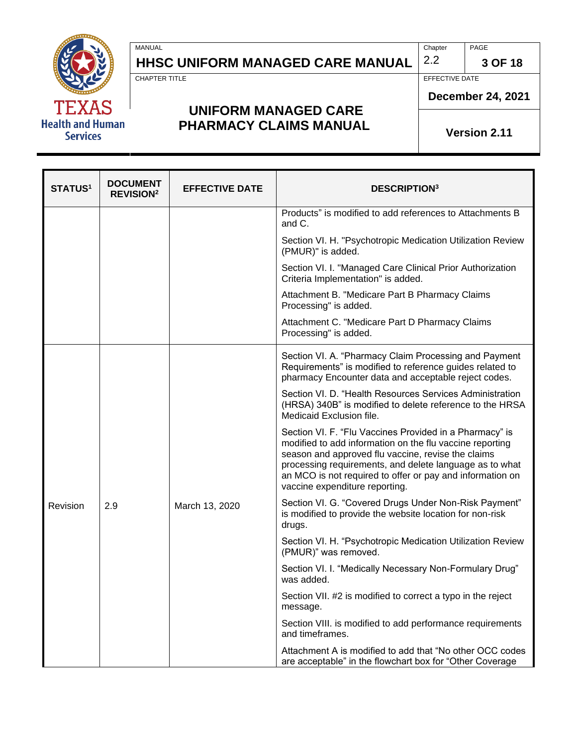| STATUS[1] | DOCUMENT REVISION[2] | EFFECTIVE DATE | DESCRIPTION[3] |
|---|---|---|---|
| | | | Products” is modified to add references to Attachments B and C.<br><br>Section VI. H. "Psychotropic Medication Utilization Review (PMUR)" is added.<br><br>Section VI. I. "Managed Care Clinical Prior Authorization Criteria Implementation" is added.<br><br>Attachment B. "Medicare Part B Pharmacy Claims Processing" is added.<br><br>Attachment C. "Medicare Part D Pharmacy Claims Processing" is added. |
| Revision | 2.9 | March 13, 2020 | Section VI. A. “Pharmacy Claim Processing and Payment Requirements” is modified to reference guides related to pharmacy Encounter data and acceptable reject codes.<br><br>Section VI. D. “Health Resources Services Administration (HRSA) 340B” is modified to delete reference to the HRSA Medicaid Exclusion file.<br><br>Section VI. F. “Flu Vaccines Provided in a Pharmacy” is modified to add information on the flu vaccine reporting season and approved flu vaccine, revise the claims processing requirements, and delete language as to what an MCO is not required to offer or pay and information on vaccine expenditure reporting.<br><br>Section VI. G. “Covered Drugs Under Non-Risk Payment” is modified to provide the website location for non-risk drugs.<br><br>Section VI. H. “Psychotropic Medication Utilization Review (PMUR)” was removed.<br><br>Section VI. I. “Medically Necessary Non-Formulary Drug” was added.<br><br>Section VII. #2 is modified to correct a typo in the reject message.<br><br>Section VIII. is modified to add performance requirements and timeframes.<br><br>Attachment A is modified to add that “No other OCC codes are acceptable” in the flowchart box for “Other Coverage |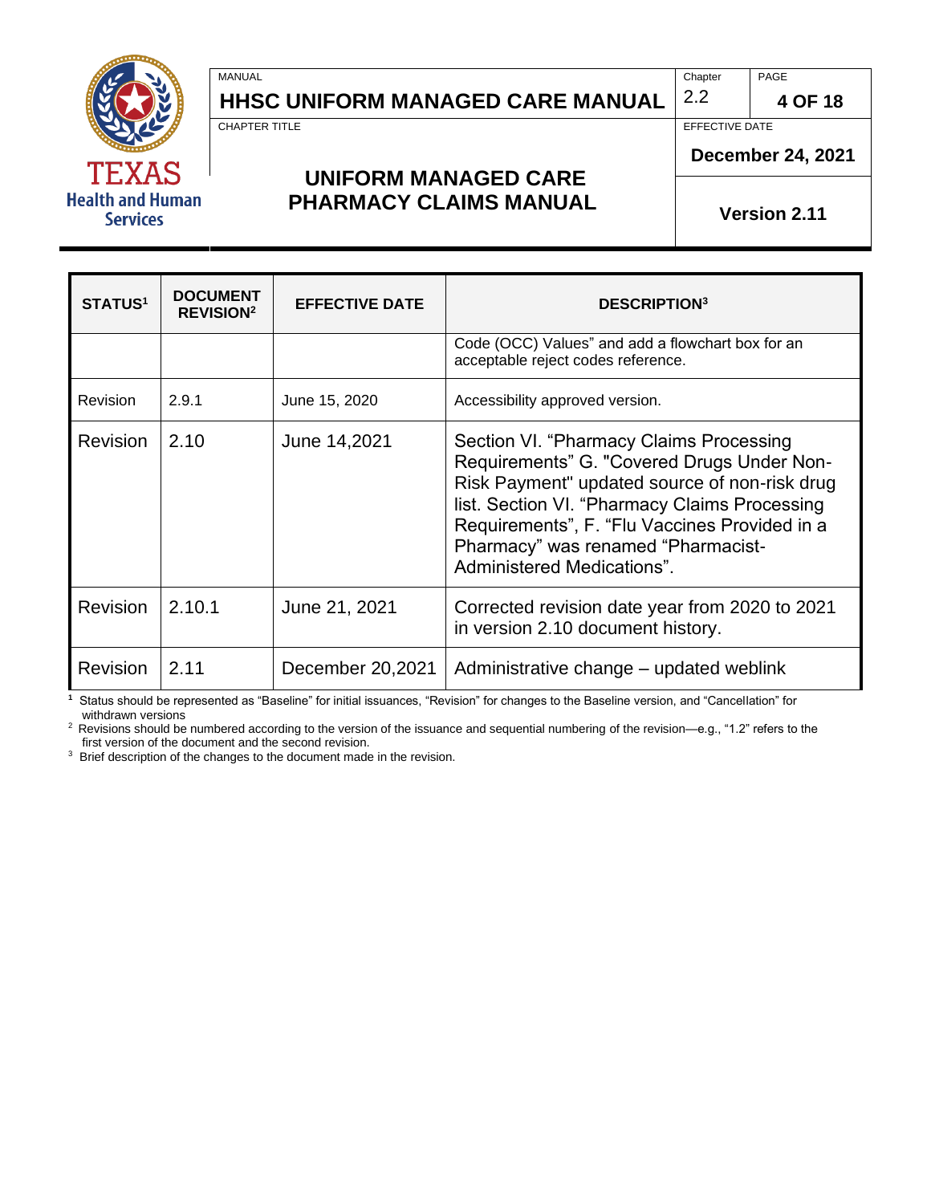| STATUS[1] | DOCUMENT REVISION[2] | EFFECTIVE DATE | DESCRIPTION[3] |
|---|---|---|---|
| | | | Code (OCC) Values" and add a flowchart box for an acceptable reject codes reference. |
| Revision | 2.9.1 | June 15, 2020 | Accessibility approved version. |
| Revision | 2.10 | June 14,2021 | Section VI. "Pharmacy Claims Processing Requirements" G. "Covered Drugs Under Non-Risk Payment" updated source of non-risk drug list. Section VI. "Pharmacy Claims Processing Requirements", F. "Flu Vaccines Provided in a Pharmacy" was renamed "Pharmacist-Administered Medications". |
| Revision | 2.10.1 | June 21, 2021 | Corrected revision date year from 2020 to 2021 in version 2.10 document history. |
| Revision | 2.11 | December 20,2021 | Administrative change – updated weblink |

[1] Status should be represented as "Baseline" for initial issuances, "Revision" for changes to the Baseline version, and "Cancellation" for withdrawn versions

[2] Revisions should be numbered according to the version of the issuance and sequential numbering of the revision—e.g., "1.2" refers to the first version of the document and the second revision.

[3] Brief description of the changes to the document made in the revision.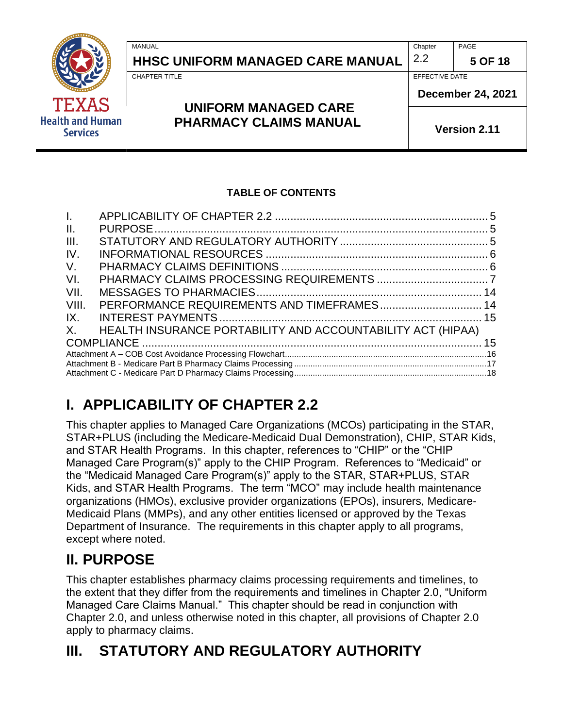**TABLE OF CONTENTS**

I. APPLICABILITY OF CHAPTER 2.2 ..................................................................... 5
II. PURPOSE ............................................................................................................ 5
III. STATUTORY AND REGULATORY AUTHORITY ................................................ 5
IV. INFORMATIONAL RESOURCES ........................................................................ 6
V. PHARMACY CLAIMS DEFINITIONS .................................................................... 6
VI. PHARMACY CLAIMS PROCESSING REQUIREMENTS .................................... 7
VII. MESSAGES TO PHARMACIES ........................................................................ 14
VIII. PERFORMANCE REQUIREMENTS AND TIMEFRAMES ................................. 14
IX. INTEREST PAYMENTS ..................................................................................... 15
X. HEALTH INSURANCE PORTABILITY AND ACCOUNTABILITY ACT (HIPAA) COMPLIANCE ............................................................................................................ 15
Attachment A – COB Cost Avoidance Processing Flowchart ........................................ 16
Attachment B - Medicare Part B Pharmacy Claims Processing ..................................... 17
Attachment C - Medicare Part D Pharmacy Claims Processing ..................................... 18

# I. APPLICABILITY OF CHAPTER 2.2

This chapter applies to Managed Care Organizations (MCOs) participating in the STAR, STAR+PLUS (including the Medicare-Medicaid Dual Demonstration), CHIP, STAR Kids, and STAR Health Programs. In this chapter, references to "CHIP" or the "CHIP Managed Care Program(s)" apply to the CHIP Program. References to "Medicaid" or the "Medicaid Managed Care Program(s)" apply to the STAR, STAR+PLUS, STAR Kids, and STAR Health Programs. The term "MCO" may include health maintenance organizations (HMOs), exclusive provider organizations (EPOs), insurers, Medicare-Medicaid Plans (MMPs), and any other entities licensed or approved by the Texas Department of Insurance. The requirements in this chapter apply to all programs, except where noted.

# II. PURPOSE

This chapter establishes pharmacy claims processing requirements and timelines, to the extent that they differ from the requirements and timelines in Chapter 2.0, "Uniform Managed Care Claims Manual." This chapter should be read in conjunction with Chapter 2.0, and unless otherwise noted in this chapter, all provisions of Chapter 2.0 apply to pharmacy claims.

# III. STATUTORY AND REGULATORY AUTHORITY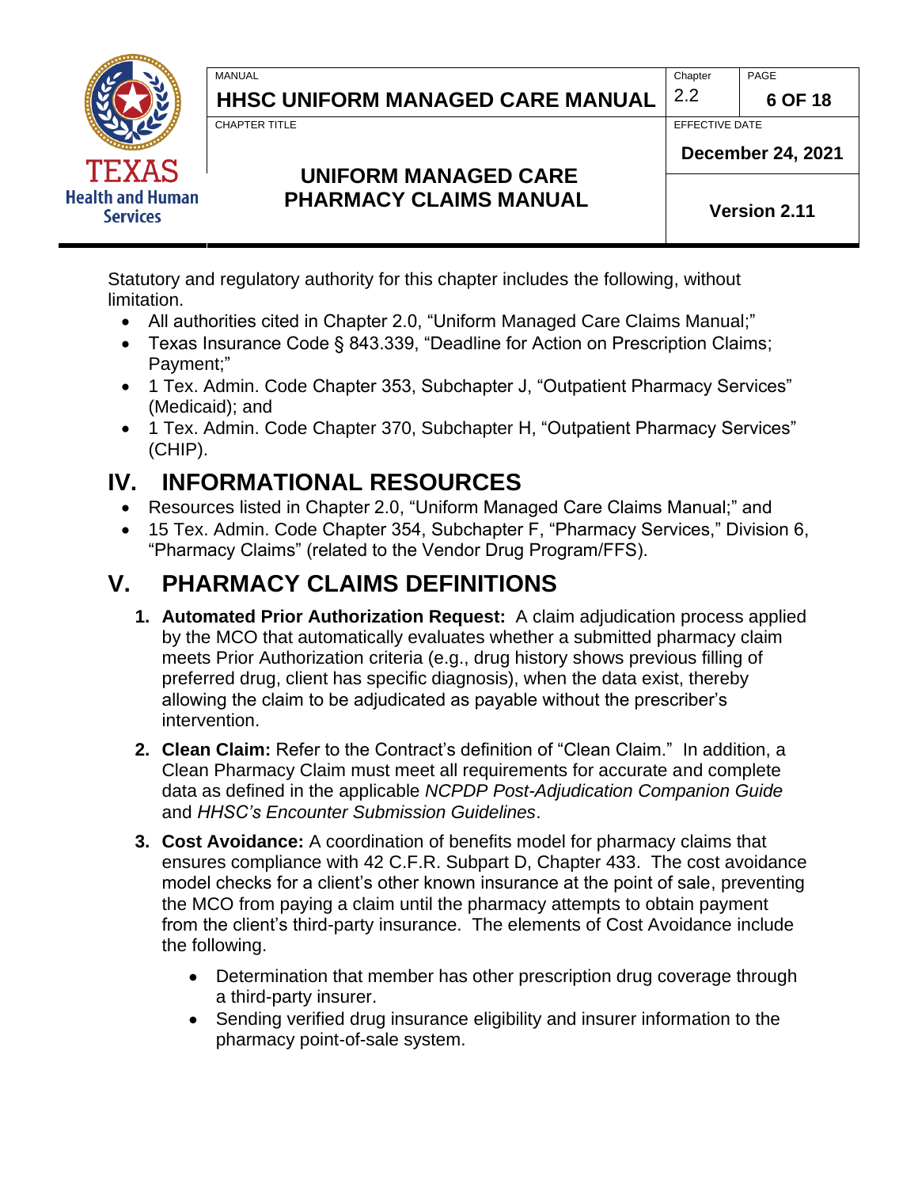Statutory and regulatory authority for this chapter includes the following, without limitation.

- All authorities cited in Chapter 2.0, "Uniform Managed Care Claims Manual;"
- Texas Insurance Code § 843.339, "Deadline for Action on Prescription Claims; Payment;"
- 1 Tex. Admin. Code Chapter 353, Subchapter J, "Outpatient Pharmacy Services" (Medicaid); and
- 1 Tex. Admin. Code Chapter 370, Subchapter H, "Outpatient Pharmacy Services" (CHIP).

# IV. INFORMATIONAL RESOURCES

- Resources listed in Chapter 2.0, "Uniform Managed Care Claims Manual;" and
- 15 Tex. Admin. Code Chapter 354, Subchapter F, "Pharmacy Services," Division 6, "Pharmacy Claims" (related to the Vendor Drug Program/FFS).

# V. PHARMACY CLAIMS DEFINITIONS

1. **Automated Prior Authorization Request:** A claim adjudication process applied by the MCO that automatically evaluates whether a submitted pharmacy claim meets Prior Authorization criteria (e.g., drug history shows previous filling of preferred drug, client has specific diagnosis), when the data exist, thereby allowing the claim to be adjudicated as payable without the prescriber's intervention.

2. **Clean Claim:** Refer to the Contract's definition of "Clean Claim." In addition, a Clean Pharmacy Claim must meet all requirements for accurate and complete data as defined in the applicable *NCPDP Post-Adjudication Companion Guide* and *HHSC's Encounter Submission Guidelines*.

3. **Cost Avoidance:** A coordination of benefits model for pharmacy claims that ensures compliance with 42 C.F.R. Subpart D, Chapter 433. The cost avoidance model checks for a client's other known insurance at the point of sale, preventing the MCO from paying a claim until the pharmacy attempts to obtain payment from the client's third-party insurance. The elements of Cost Avoidance include the following.

   - Determination that member has other prescription drug coverage through a third-party insurer.
   - Sending verified drug insurance eligibility and insurer information to the pharmacy point-of-sale system.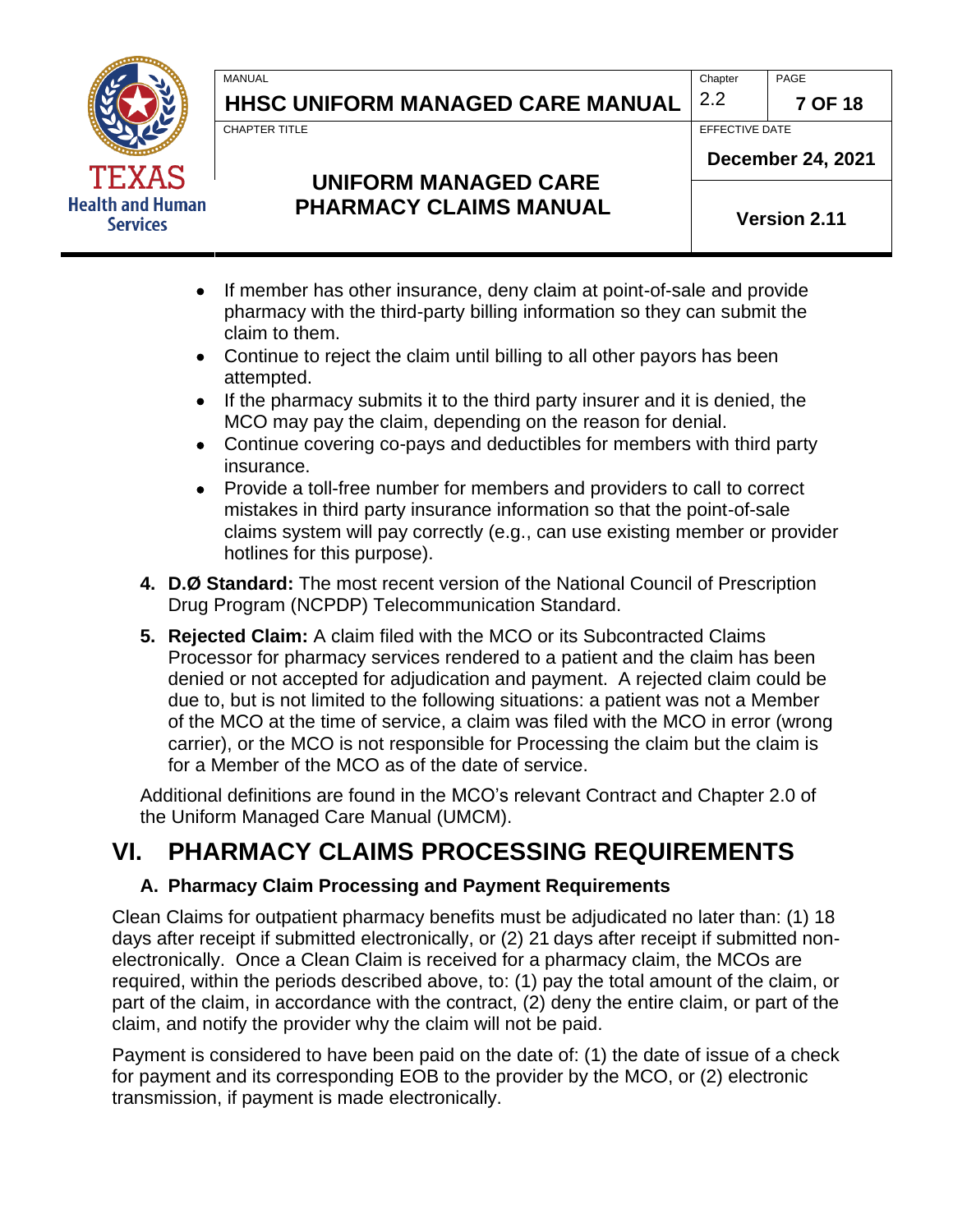- If member has other insurance, deny claim at point-of-sale and provide pharmacy with the third-party billing information so they can submit the claim to them.
- Continue to reject the claim until billing to all other payors has been attempted.
- If the pharmacy submits it to the third party insurer and it is denied, the MCO may pay the claim, depending on the reason for denial.
- Continue covering co-pays and deductibles for members with third party insurance.
- Provide a toll-free number for members and providers to call to correct mistakes in third party insurance information so that the point-of-sale claims system will pay correctly (e.g., can use existing member or provider hotlines for this purpose).

4. **D.Ø Standard:** The most recent version of the National Council of Prescription Drug Program (NCPDP) Telecommunication Standard.

5. **Rejected Claim:** A claim filed with the MCO or its Subcontracted Claims Processor for pharmacy services rendered to a patient and the claim has been denied or not accepted for adjudication and payment. A rejected claim could be due to, but is not limited to the following situations: a patient was not a Member of the MCO at the time of service, a claim was filed with the MCO in error (wrong carrier), or the MCO is not responsible for Processing the claim but the claim is for a Member of the MCO as of the date of service.

Additional definitions are found in the MCO's relevant Contract and Chapter 2.0 of the Uniform Managed Care Manual (UMCM).

# VI. PHARMACY CLAIMS PROCESSING REQUIREMENTS

## A. Pharmacy Claim Processing and Payment Requirements

Clean Claims for outpatient pharmacy benefits must be adjudicated no later than: (1) 18 days after receipt if submitted electronically, or (2) 21 days after receipt if submitted non-electronically. Once a Clean Claim is received for a pharmacy claim, the MCOs are required, within the periods described above, to: (1) pay the total amount of the claim, or part of the claim, in accordance with the contract, (2) deny the entire claim, or part of the claim, and notify the provider why the claim will not be paid.

Payment is considered to have been paid on the date of: (1) the date of issue of a check for payment and its corresponding EOB to the provider by the MCO, or (2) electronic transmission, if payment is made electronically.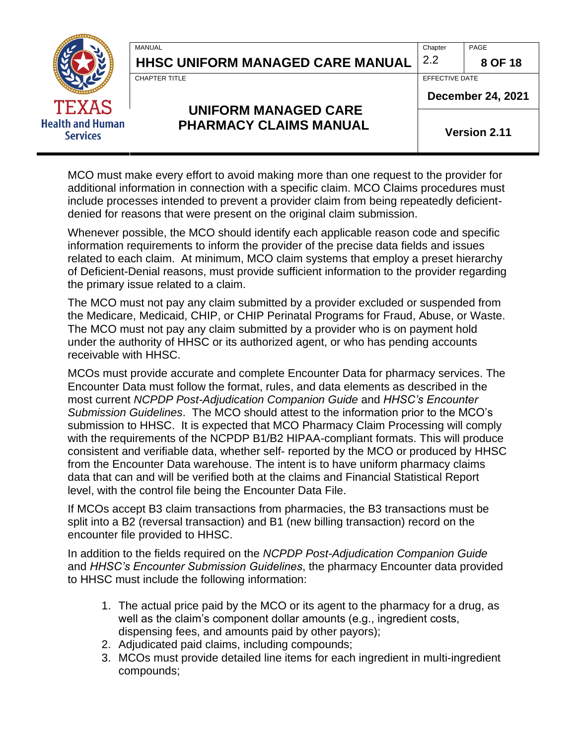MCO must make every effort to avoid making more than one request to the provider for additional information in connection with a specific claim. MCO Claims procedures must include processes intended to prevent a provider claim from being repeatedly deficient-denied for reasons that were present on the original claim submission.

Whenever possible, the MCO should identify each applicable reason code and specific information requirements to inform the provider of the precise data fields and issues related to each claim. At minimum, MCO claim systems that employ a preset hierarchy of Deficient-Denial reasons, must provide sufficient information to the provider regarding the primary issue related to a claim.

The MCO must not pay any claim submitted by a provider excluded or suspended from the Medicare, Medicaid, CHIP, or CHIP Perinatal Programs for Fraud, Abuse, or Waste. The MCO must not pay any claim submitted by a provider who is on payment hold under the authority of HHSC or its authorized agent, or who has pending accounts receivable with HHSC.

MCOs must provide accurate and complete Encounter Data for pharmacy services. The Encounter Data must follow the format, rules, and data elements as described in the most current *NCPDP Post-Adjudication Companion Guide* and *HHSC's Encounter Submission Guidelines*. The MCO should attest to the information prior to the MCO's submission to HHSC. It is expected that MCO Pharmacy Claim Processing will comply with the requirements of the NCPDP B1/B2 HIPAA-compliant formats. This will produce consistent and verifiable data, whether self- reported by the MCO or produced by HHSC from the Encounter Data warehouse. The intent is to have uniform pharmacy claims data that can and will be verified both at the claims and Financial Statistical Report level, with the control file being the Encounter Data File.

If MCOs accept B3 claim transactions from pharmacies, the B3 transactions must be split into a B2 (reversal transaction) and B1 (new billing transaction) record on the encounter file provided to HHSC.

In addition to the fields required on the *NCPDP Post-Adjudication Companion Guide* and *HHSC's Encounter Submission Guidelines*, the pharmacy Encounter data provided to HHSC must include the following information:

1. The actual price paid by the MCO or its agent to the pharmacy for a drug, as well as the claim's component dollar amounts (e.g., ingredient costs, dispensing fees, and amounts paid by other payors);
2. Adjudicated paid claims, including compounds;
3. MCOs must provide detailed line items for each ingredient in multi-ingredient compounds;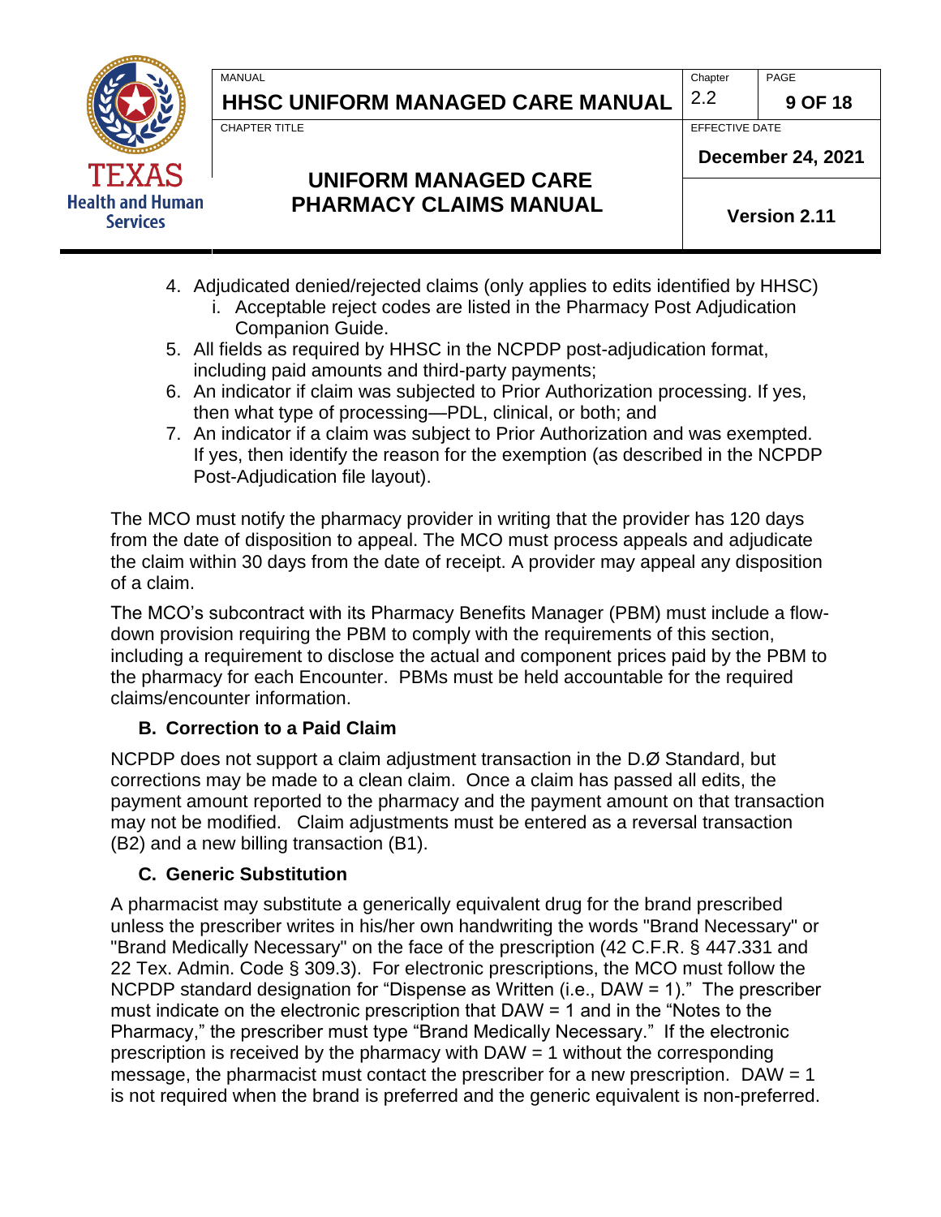4. Adjudicated denied/rejected claims (only applies to edits identified by HHSC)
    i. Acceptable reject codes are listed in the Pharmacy Post Adjudication Companion Guide.
5. All fields as required by HHSC in the NCPDP post-adjudication format, including paid amounts and third-party payments;
6. An indicator if claim was subjected to Prior Authorization processing. If yes, then what type of processing—PDL, clinical, or both; and
7. An indicator if a claim was subject to Prior Authorization and was exempted. If yes, then identify the reason for the exemption (as described in the NCPDP Post-Adjudication file layout).

The MCO must notify the pharmacy provider in writing that the provider has 120 days from the date of disposition to appeal. The MCO must process appeals and adjudicate the claim within 30 days from the date of receipt. A provider may appeal any disposition of a claim.

The MCO's subcontract with its Pharmacy Benefits Manager (PBM) must include a flow-down provision requiring the PBM to comply with the requirements of this section, including a requirement to disclose the actual and component prices paid by the PBM to the pharmacy for each Encounter. PBMs must be held accountable for the required claims/encounter information.

### B. Correction to a Paid Claim

NCPDP does not support a claim adjustment transaction in the D.Ø Standard, but corrections may be made to a clean claim. Once a claim has passed all edits, the payment amount reported to the pharmacy and the payment amount on that transaction may not be modified. Claim adjustments must be entered as a reversal transaction (B2) and a new billing transaction (B1).

### C. Generic Substitution

A pharmacist may substitute a generically equivalent drug for the brand prescribed unless the prescriber writes in his/her own handwriting the words "Brand Necessary" or "Brand Medically Necessary" on the face of the prescription (42 C.F.R. § 447.331 and 22 Tex. Admin. Code § 309.3). For electronic prescriptions, the MCO must follow the NCPDP standard designation for "Dispense as Written (i.e., DAW = 1)." The prescriber must indicate on the electronic prescription that DAW = 1 and in the "Notes to the Pharmacy," the prescriber must type "Brand Medically Necessary." If the electronic prescription is received by the pharmacy with DAW = 1 without the corresponding message, the pharmacist must contact the prescriber for a new prescription. DAW = 1 is not required when the brand is preferred and the generic equivalent is non-preferred.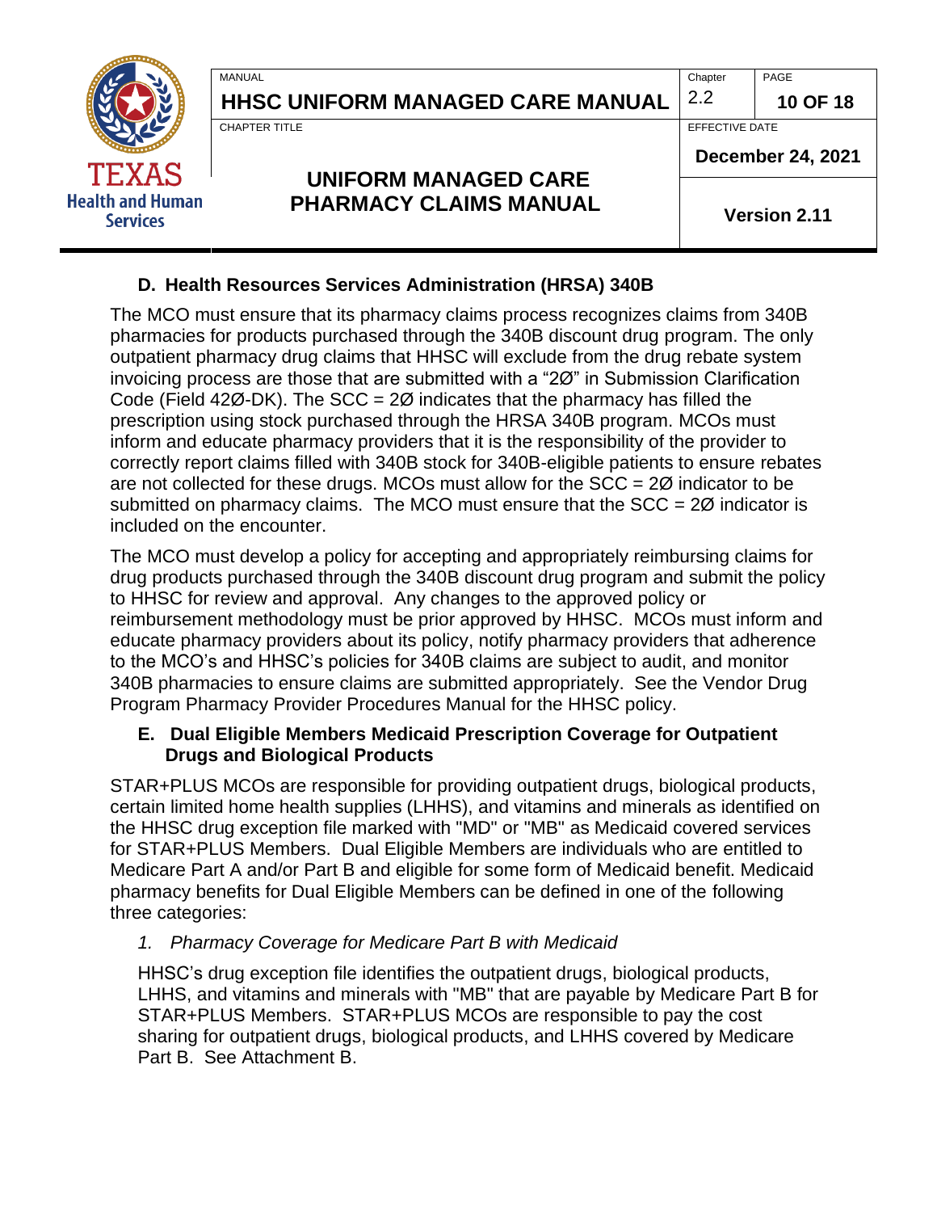### D. Health Resources Services Administration (HRSA) 340B

The MCO must ensure that its pharmacy claims process recognizes claims from 340B pharmacies for products purchased through the 340B discount drug program. The only outpatient pharmacy drug claims that HHSC will exclude from the drug rebate system invoicing process are those that are submitted with a "2Ø" in Submission Clarification Code (Field 42Ø-DK). The SCC = 2Ø indicates that the pharmacy has filled the prescription using stock purchased through the HRSA 340B program. MCOs must inform and educate pharmacy providers that it is the responsibility of the provider to correctly report claims filled with 340B stock for 340B-eligible patients to ensure rebates are not collected for these drugs. MCOs must allow for the SCC = 2Ø indicator to be submitted on pharmacy claims. The MCO must ensure that the SCC = 2Ø indicator is included on the encounter.

The MCO must develop a policy for accepting and appropriately reimbursing claims for drug products purchased through the 340B discount drug program and submit the policy to HHSC for review and approval. Any changes to the approved policy or reimbursement methodology must be prior approved by HHSC. MCOs must inform and educate pharmacy providers about its policy, notify pharmacy providers that adherence to the MCO's and HHSC's policies for 340B claims are subject to audit, and monitor 340B pharmacies to ensure claims are submitted appropriately. See the Vendor Drug Program Pharmacy Provider Procedures Manual for the HHSC policy.

### E. Dual Eligible Members Medicaid Prescription Coverage for Outpatient Drugs and Biological Products

STAR+PLUS MCOs are responsible for providing outpatient drugs, biological products, certain limited home health supplies (LHHS), and vitamins and minerals as identified on the HHSC drug exception file marked with "MD" or "MB" as Medicaid covered services for STAR+PLUS Members. Dual Eligible Members are individuals who are entitled to Medicare Part A and/or Part B and eligible for some form of Medicaid benefit. Medicaid pharmacy benefits for Dual Eligible Members can be defined in one of the following three categories:

*1. Pharmacy Coverage for Medicare Part B with Medicaid*

HHSC's drug exception file identifies the outpatient drugs, biological products, LHHS, and vitamins and minerals with "MB" that are payable by Medicare Part B for STAR+PLUS Members. STAR+PLUS MCOs are responsible to pay the cost sharing for outpatient drugs, biological products, and LHHS covered by Medicare Part B. See Attachment B.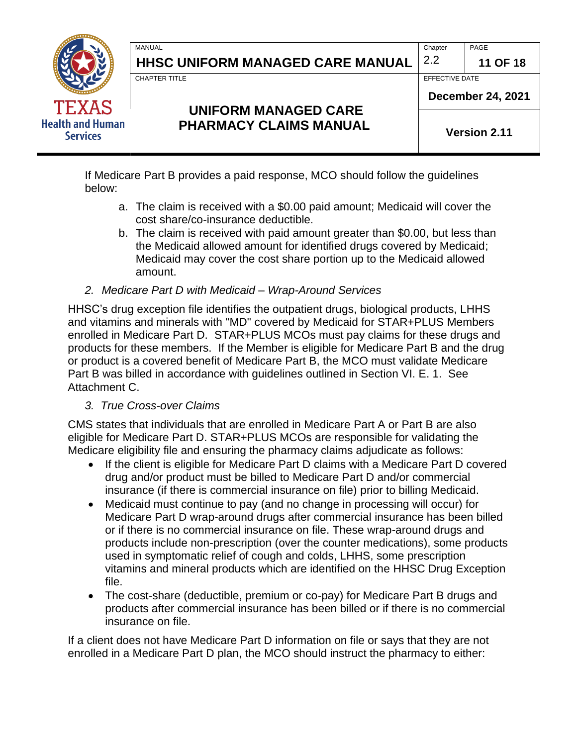If Medicare Part B provides a paid response, MCO should follow the guidelines below:

a. The claim is received with a $0.00 paid amount; Medicaid will cover the cost share/co-insurance deductible.
b. The claim is received with paid amount greater than $0.00, but less than the Medicaid allowed amount for identified drugs covered by Medicaid; Medicaid may cover the cost share portion up to the Medicaid allowed amount.

*2. Medicare Part D with Medicaid – Wrap-Around Services*

HHSC's drug exception file identifies the outpatient drugs, biological products, LHHS and vitamins and minerals with "MD" covered by Medicaid for STAR+PLUS Members enrolled in Medicare Part D. STAR+PLUS MCOs must pay claims for these drugs and products for these members. If the Member is eligible for Medicare Part B and the drug or product is a covered benefit of Medicare Part B, the MCO must validate Medicare Part B was billed in accordance with guidelines outlined in Section VI. E. 1. See Attachment C.

*3. True Cross-over Claims*

CMS states that individuals that are enrolled in Medicare Part A or Part B are also eligible for Medicare Part D. STAR+PLUS MCOs are responsible for validating the Medicare eligibility file and ensuring the pharmacy claims adjudicate as follows:

- If the client is eligible for Medicare Part D claims with a Medicare Part D covered drug and/or product must be billed to Medicare Part D and/or commercial insurance (if there is commercial insurance on file) prior to billing Medicaid.
- Medicaid must continue to pay (and no change in processing will occur) for Medicare Part D wrap-around drugs after commercial insurance has been billed or if there is no commercial insurance on file. These wrap-around drugs and products include non-prescription (over the counter medications), some products used in symptomatic relief of cough and colds, LHHS, some prescription vitamins and mineral products which are identified on the HHSC Drug Exception file.
- The cost-share (deductible, premium or co-pay) for Medicare Part B drugs and products after commercial insurance has been billed or if there is no commercial insurance on file.

If a client does not have Medicare Part D information on file or says that they are not enrolled in a Medicare Part D plan, the MCO should instruct the pharmacy to either: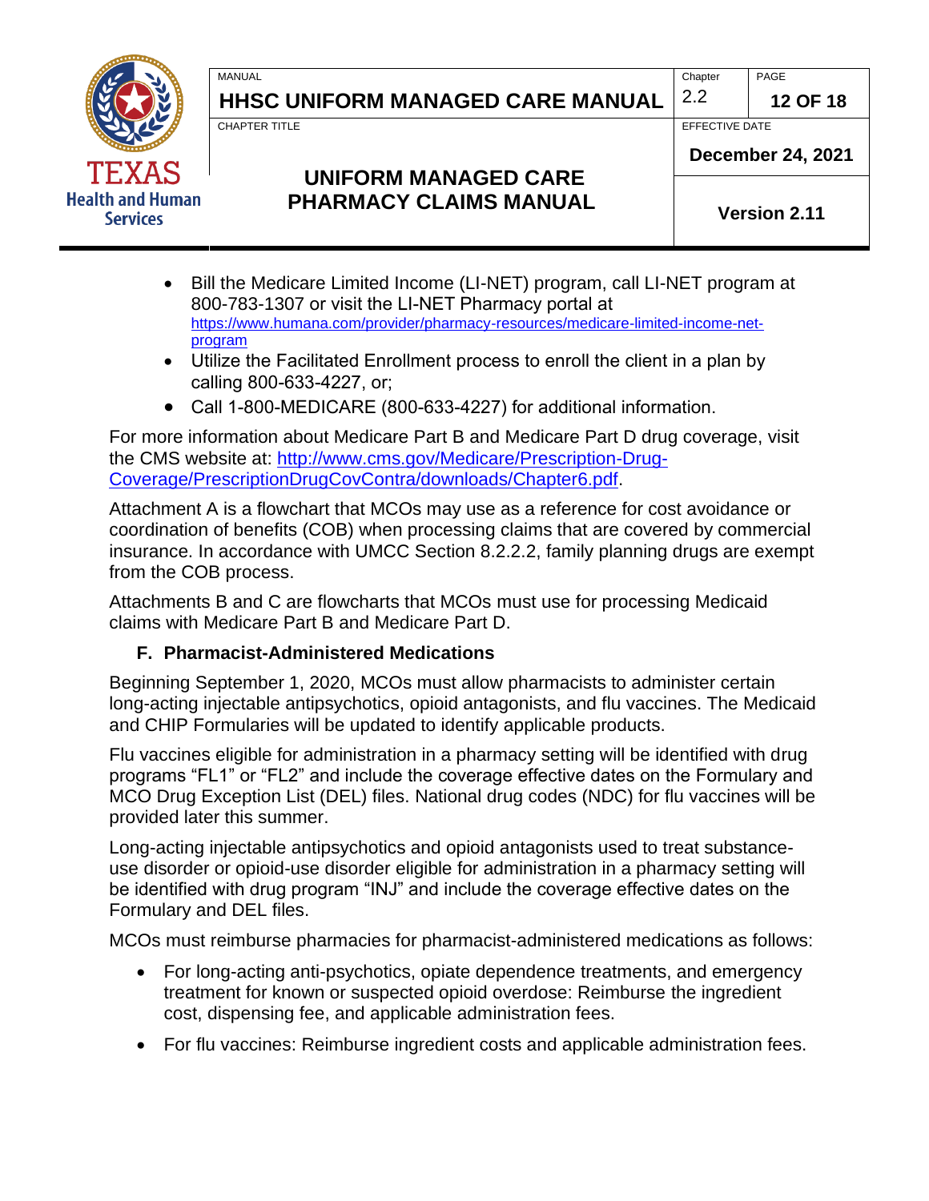- Bill the Medicare Limited Income (LI-NET) program, call LI-NET program at 800-783-1307 or visit the LI-NET Pharmacy portal at https://www.humana.com/provider/pharmacy-resources/medicare-limited-income-net-program
- Utilize the Facilitated Enrollment process to enroll the client in a plan by calling 800-633-4227, or;
- Call 1-800-MEDICARE (800-633-4227) for additional information.

For more information about Medicare Part B and Medicare Part D drug coverage, visit the CMS website at: http://www.cms.gov/Medicare/Prescription-Drug-Coverage/PrescriptionDrugCovContra/downloads/Chapter6.pdf.

Attachment A is a flowchart that MCOs may use as a reference for cost avoidance or coordination of benefits (COB) when processing claims that are covered by commercial insurance. In accordance with UMCC Section 8.2.2.2, family planning drugs are exempt from the COB process.

Attachments B and C are flowcharts that MCOs must use for processing Medicaid claims with Medicare Part B and Medicare Part D.

### F. Pharmacist-Administered Medications

Beginning September 1, 2020, MCOs must allow pharmacists to administer certain long-acting injectable antipsychotics, opioid antagonists, and flu vaccines. The Medicaid and CHIP Formularies will be updated to identify applicable products.

Flu vaccines eligible for administration in a pharmacy setting will be identified with drug programs "FL1" or "FL2" and include the coverage effective dates on the Formulary and MCO Drug Exception List (DEL) files. National drug codes (NDC) for flu vaccines will be provided later this summer.

Long-acting injectable antipsychotics and opioid antagonists used to treat substance-use disorder or opioid-use disorder eligible for administration in a pharmacy setting will be identified with drug program "INJ" and include the coverage effective dates on the Formulary and DEL files.

MCOs must reimburse pharmacies for pharmacist-administered medications as follows:

- For long-acting anti-psychotics, opiate dependence treatments, and emergency treatment for known or suspected opioid overdose: Reimburse the ingredient cost, dispensing fee, and applicable administration fees.
- For flu vaccines: Reimburse ingredient costs and applicable administration fees.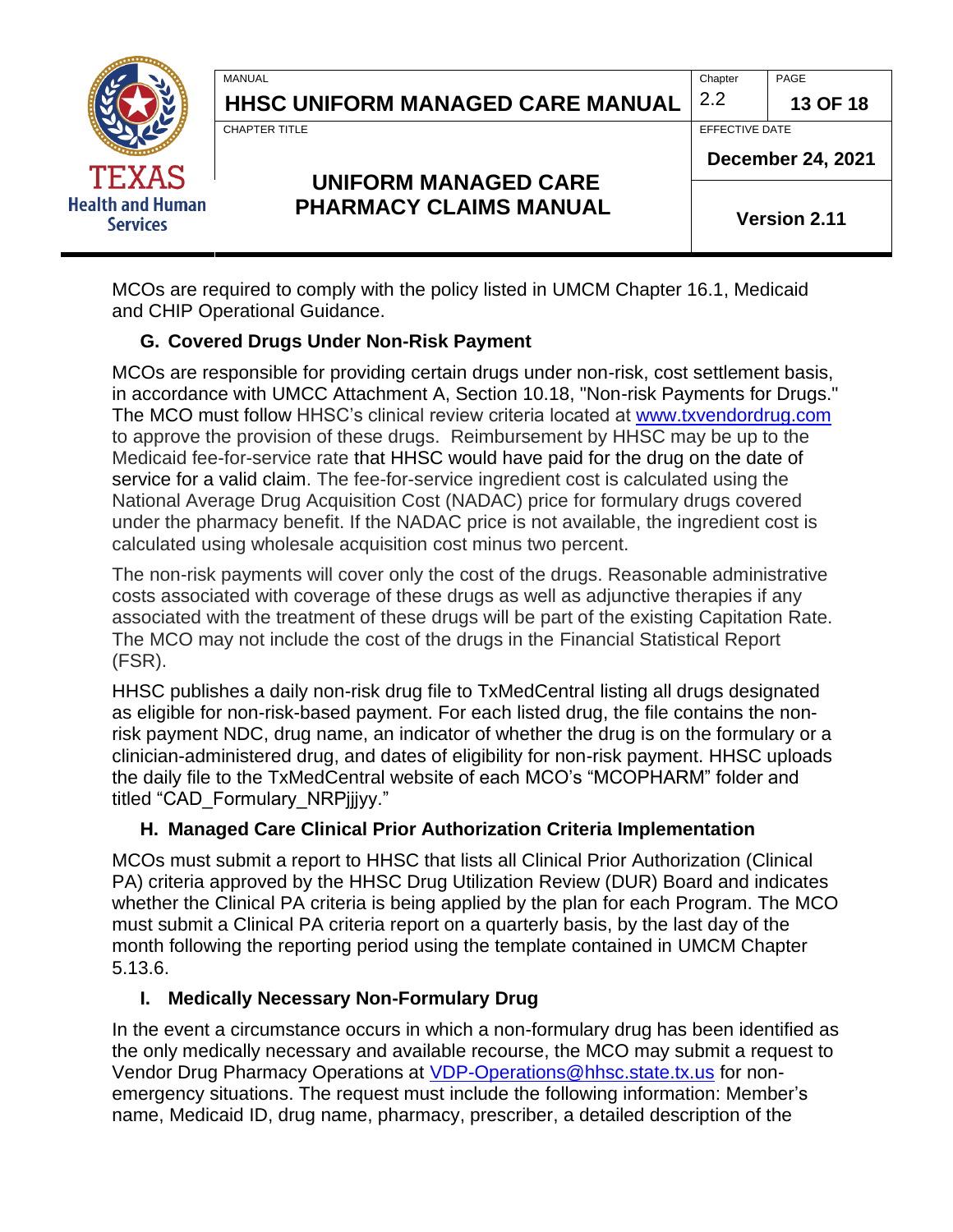MCOs are required to comply with the policy listed in UMCM Chapter 16.1, Medicaid and CHIP Operational Guidance.

### G. Covered Drugs Under Non-Risk Payment

MCOs are responsible for providing certain drugs under non-risk, cost settlement basis, in accordance with UMCC Attachment A, Section 10.18, "Non-risk Payments for Drugs." The MCO must follow HHSC's clinical review criteria located at www.txvendordrug.com to approve the provision of these drugs. Reimbursement by HHSC may be up to the Medicaid fee-for-service rate that HHSC would have paid for the drug on the date of service for a valid claim. The fee-for-service ingredient cost is calculated using the National Average Drug Acquisition Cost (NADAC) price for formulary drugs covered under the pharmacy benefit. If the NADAC price is not available, the ingredient cost is calculated using wholesale acquisition cost minus two percent.

The non-risk payments will cover only the cost of the drugs. Reasonable administrative costs associated with coverage of these drugs as well as adjunctive therapies if any associated with the treatment of these drugs will be part of the existing Capitation Rate. The MCO may not include the cost of the drugs in the Financial Statistical Report (FSR).

HHSC publishes a daily non-risk drug file to TxMedCentral listing all drugs designated as eligible for non-risk-based payment. For each listed drug, the file contains the non-risk payment NDC, drug name, an indicator of whether the drug is on the formulary or a clinician-administered drug, and dates of eligibility for non-risk payment. HHSC uploads the daily file to the TxMedCentral website of each MCO's "MCOPHARM" folder and titled "CAD_Formulary_NRPjjjyy."

### H. Managed Care Clinical Prior Authorization Criteria Implementation

MCOs must submit a report to HHSC that lists all Clinical Prior Authorization (Clinical PA) criteria approved by the HHSC Drug Utilization Review (DUR) Board and indicates whether the Clinical PA criteria is being applied by the plan for each Program. The MCO must submit a Clinical PA criteria report on a quarterly basis, by the last day of the month following the reporting period using the template contained in UMCM Chapter 5.13.6.

### I. Medically Necessary Non-Formulary Drug

In the event a circumstance occurs in which a non-formulary drug has been identified as the only medically necessary and available recourse, the MCO may submit a request to Vendor Drug Pharmacy Operations at VDP-Operations@hhsc.state.tx.us for non-emergency situations. The request must include the following information: Member's name, Medicaid ID, drug name, pharmacy, prescriber, a detailed description of the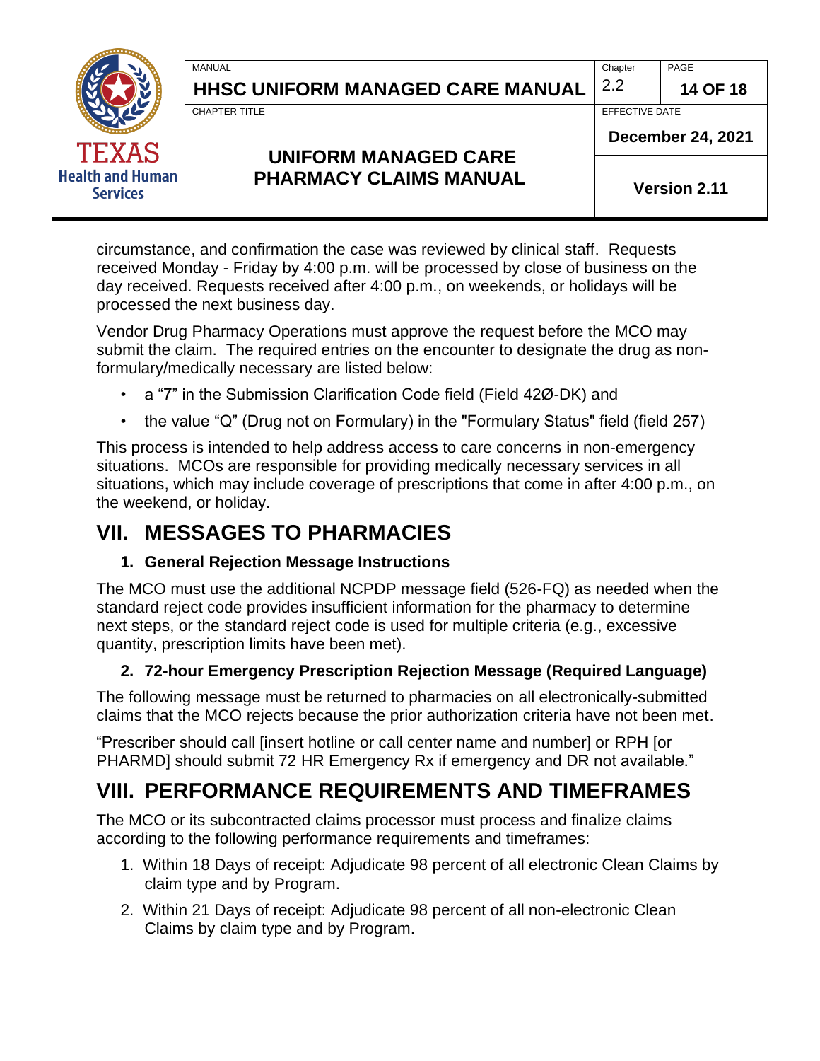circumstance, and confirmation the case was reviewed by clinical staff. Requests received Monday - Friday by 4:00 p.m. will be processed by close of business on the day received. Requests received after 4:00 p.m., on weekends, or holidays will be processed the next business day.

Vendor Drug Pharmacy Operations must approve the request before the MCO may submit the claim. The required entries on the encounter to designate the drug as non-formulary/medically necessary are listed below:

- a "7" in the Submission Clarification Code field (Field 42Ø-DK) and
- the value "Q" (Drug not on Formulary) in the "Formulary Status" field (field 257)

This process is intended to help address access to care concerns in non-emergency situations. MCOs are responsible for providing medically necessary services in all situations, which may include coverage of prescriptions that come in after 4:00 p.m., on the weekend, or holiday.

# VII. MESSAGES TO PHARMACIES

### 1. General Rejection Message Instructions

The MCO must use the additional NCPDP message field (526-FQ) as needed when the standard reject code provides insufficient information for the pharmacy to determine next steps, or the standard reject code is used for multiple criteria (e.g., excessive quantity, prescription limits have been met).

### 2. 72-hour Emergency Prescription Rejection Message (Required Language)

The following message must be returned to pharmacies on all electronically-submitted claims that the MCO rejects because the prior authorization criteria have not been met.

"Prescriber should call [insert hotline or call center name and number] or RPH [or PHARMD] should submit 72 HR Emergency Rx if emergency and DR not available."

# VIII. PERFORMANCE REQUIREMENTS AND TIMEFRAMES

The MCO or its subcontracted claims processor must process and finalize claims according to the following performance requirements and timeframes:

1. Within 18 Days of receipt: Adjudicate 98 percent of all electronic Clean Claims by claim type and by Program.
2. Within 21 Days of receipt: Adjudicate 98 percent of all non-electronic Clean Claims by claim type and by Program.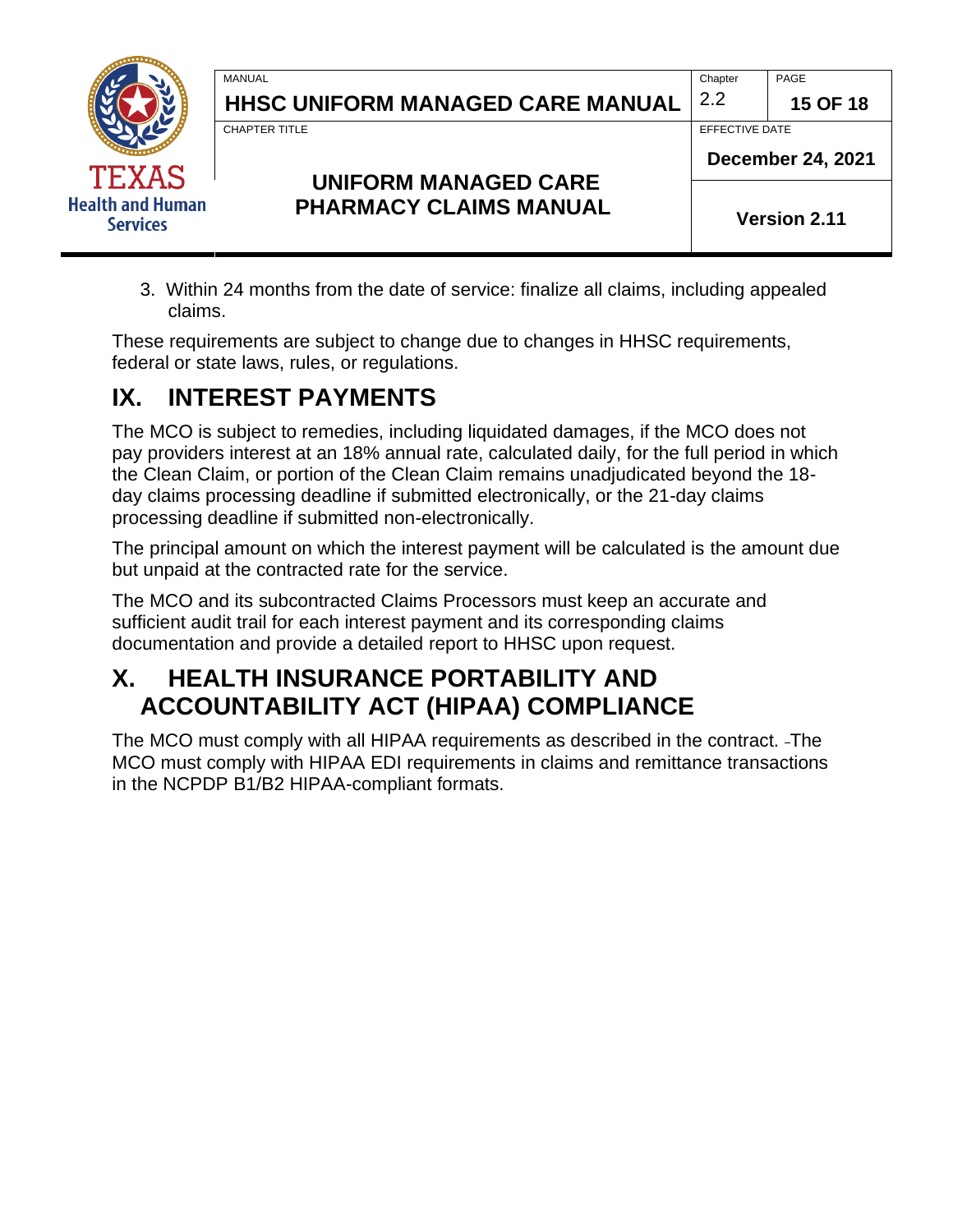3. Within 24 months from the date of service: finalize all claims, including appealed claims.

These requirements are subject to change due to changes in HHSC requirements, federal or state laws, rules, or regulations.

# IX. INTEREST PAYMENTS

The MCO is subject to remedies, including liquidated damages, if the MCO does not pay providers interest at an 18% annual rate, calculated daily, for the full period in which the Clean Claim, or portion of the Clean Claim remains unadjudicated beyond the 18-day claims processing deadline if submitted electronically, or the 21-day claims processing deadline if submitted non-electronically.

The principal amount on which the interest payment will be calculated is the amount due but unpaid at the contracted rate for the service.

The MCO and its subcontracted Claims Processors must keep an accurate and sufficient audit trail for each interest payment and its corresponding claims documentation and provide a detailed report to HHSC upon request.

# X. HEALTH INSURANCE PORTABILITY AND ACCOUNTABILITY ACT (HIPAA) COMPLIANCE

The MCO must comply with all HIPAA requirements as described in the contract. The MCO must comply with HIPAA EDI requirements in claims and remittance transactions in the NCPDP B1/B2 HIPAA-compliant formats.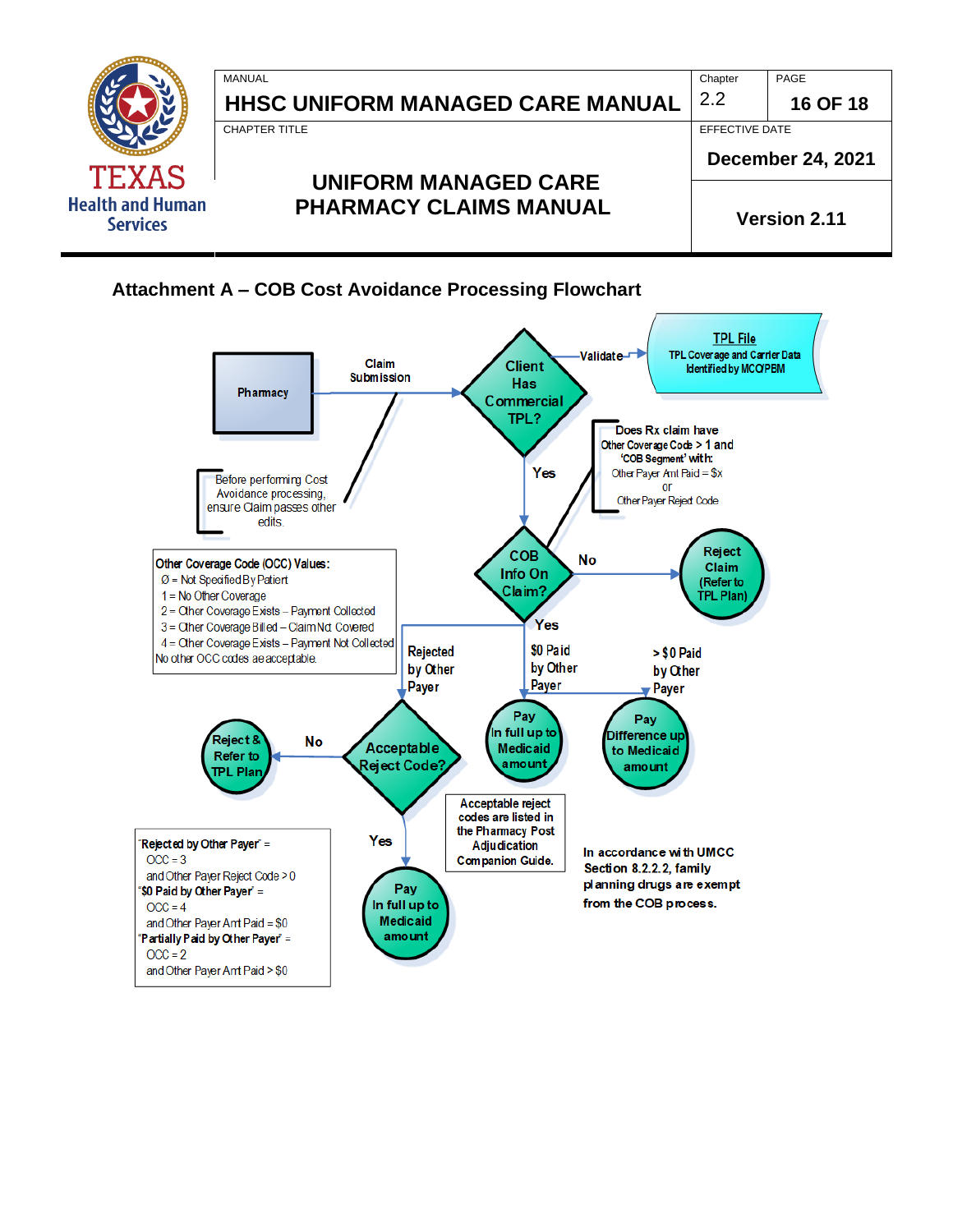## Attachment A – COB Cost Avoidance Processing Flowchart

Pharmacy

Claim Submission

Client Has Commercial TPL?

Validate

**TPL File**
TPL Coverage and Carrier Data Identified by MCO/PBM

Before performing Cost Avoidance processing, ensure Claim passes other edits.

Yes

Does Rx claim have Other Coverage Code > 1 and 'COB Segment' with:
Other Payer Amt Paid = $x
or
Other Payer Reject Code

COB Info On Claim?

No

Reject Claim (Refer to TPL Plan)

Other Coverage Code (OCC) Values:
- Ø = Not Specified By Patient
- 1 = No Other Coverage
- 2 = Other Coverage Exists – Payment Collected
- 3 = Other Coverage Billed – Claim Not Covered
- 4 = Other Coverage Exists – Payment Not Collected

No other OCC codes are acceptable.

Yes

Rejected by Other Payer

$0 Paid by Other Payer

> $0 Paid by Other Payer

Reject & Refer to TPL Plan

No

Acceptable Reject Code?

Pay In full up to Medicaid amount

Pay Difference up to Medicaid amount

Acceptable reject codes are listed in the Pharmacy Post Adjudication Companion Guide.

"Rejected by Other Payer" =
OCC = 3
and Other Payer Reject Code > 0
"$0 Paid by Other Payer" =
OCC = 4
and Other Payer Amt Paid = $0
"Partially Paid by Other Payer" =
OCC = 2
and Other Payer Amt Paid > $0

Yes

Pay In full up to Medicaid amount

In accordance with UMCC Section 8.2.2.2, family planning drugs are exempt from the COB process.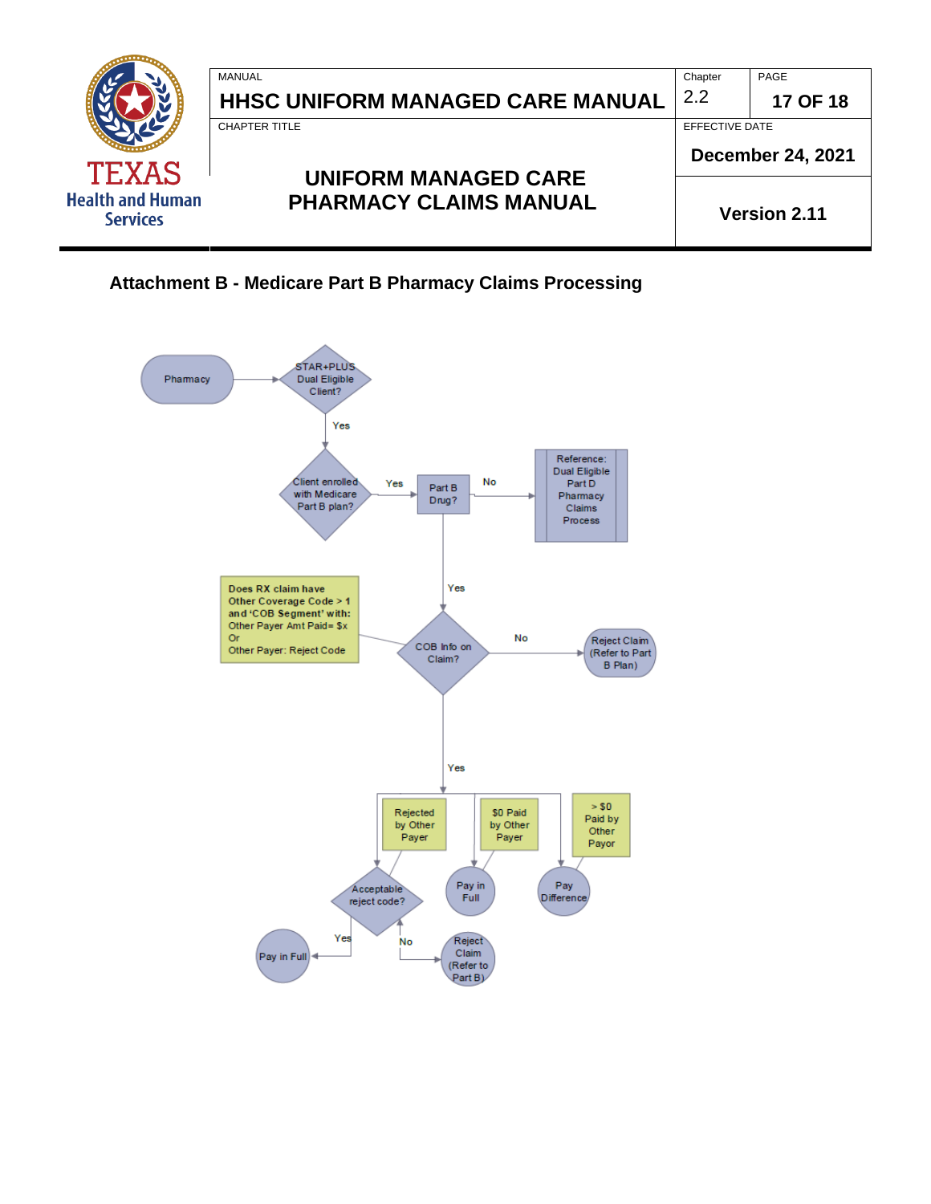## Attachment B - Medicare Part B Pharmacy Claims Processing

Pharmacy

STAR+PLUS Dual Eligible Client?

Yes

Client enrolled with Medicare Part B plan?

Yes

Part B Drug?

No

Reference: Dual Eligible Part D Pharmacy Claims Process

Yes

Does RX claim have Other Coverage Code > 1 and 'COB Segment' with: Other Payer Amt Paid= $x Or Other Payer: Reject Code

COB Info on Claim?

No

Reject Claim (Refer to Part B Plan)

Yes

Rejected by Other Payer

$0 Paid by Other Payer

> $0 Paid by Other Payor

Acceptable reject code?

Pay in Full

Pay Difference

Yes

Pay in Full

No

Reject Claim (Refer to Part B)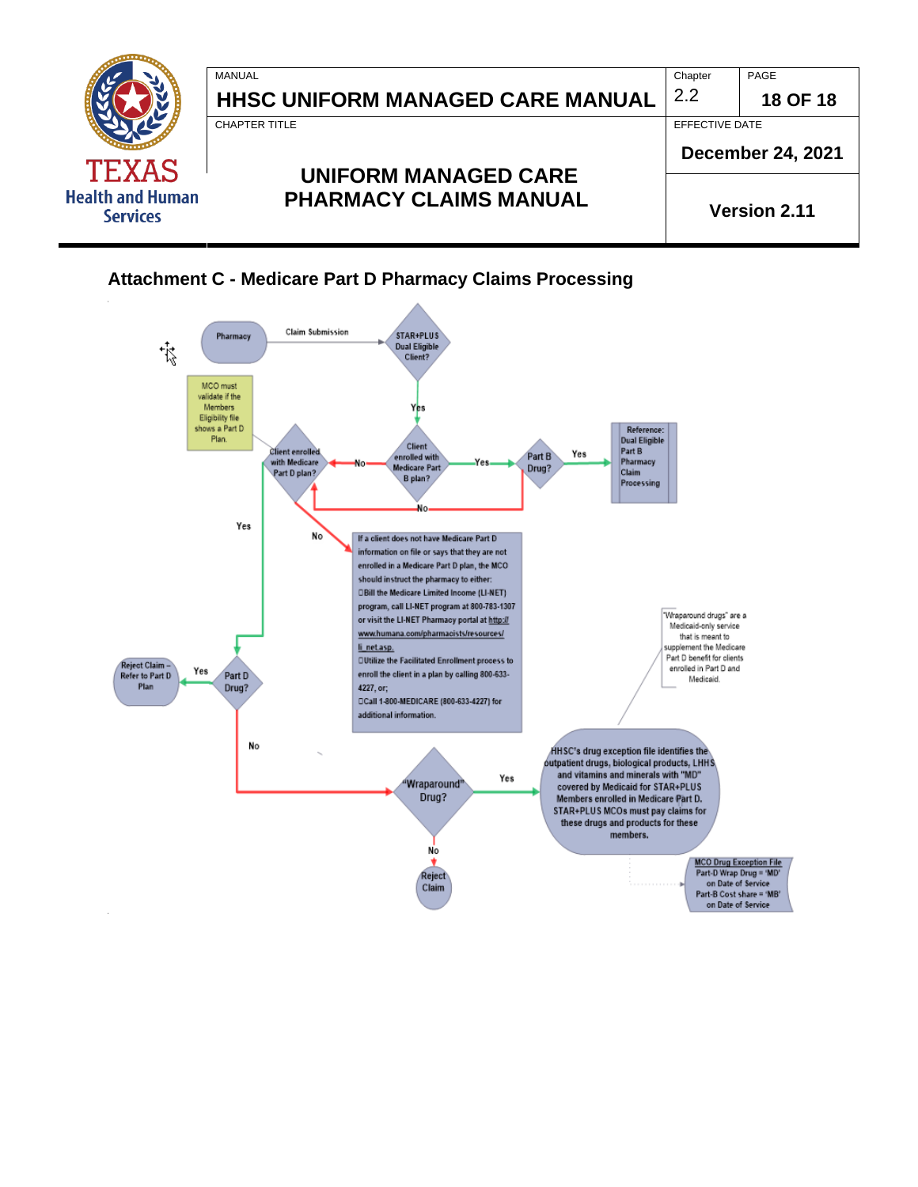## Attachment C - Medicare Part D Pharmacy Claims Processing

Pharmacy

Claim Submission

STAR+PLUS Dual Eligible Client?

MCO must validate if the Members Eligibility file shows a Part D Plan.

Yes

Client enrolled with Medicare Part D plan?

No

Client enrolled with Medicare Part B plan?

Yes

Part B Drug?

Yes

Reference: Dual Eligible Part B Pharmacy Claim Processing

No

Yes

No

If a client does not have Medicare Part D information on file or says that they are not enrolled in a Medicare Part D plan, the MCO should instruct the pharmacy to either:

- Bill the Medicare Limited Income (LI-NET) program, call LI-NET program at 800-783-1307 or visit the LI-NET Pharmacy portal at http://www.humana.com/pharmacists/resources/li_net.asp.
- Utilize the Facilitated Enrollment process to enroll the client in a plan by calling 800-633-4227, or;
- Call 1-800-MEDICARE (800-633-4227) for additional information.

"Wraparound drugs" are a Medicaid-only service that is meant to supplement the Medicare Part D benefit for clients enrolled in Part D and Medicaid.

Reject Claim – Refer to Part D Plan

Yes

Part D Drug?

No

"Wraparound" Drug?

Yes

HHSC's drug exception file identifies the outpatient drugs, biological products, LHHS and vitamins and minerals with "MD" covered by Medicaid for STAR+PLUS Members enrolled in Medicare Part D. STAR+PLUS MCOs must pay claims for these drugs and products for these members.

No

Reject Claim

MCO Drug Exception File
Part-D Wrap Drug = 'MD' on Date of Service
Part-B Cost share = 'MB' on Date of Service